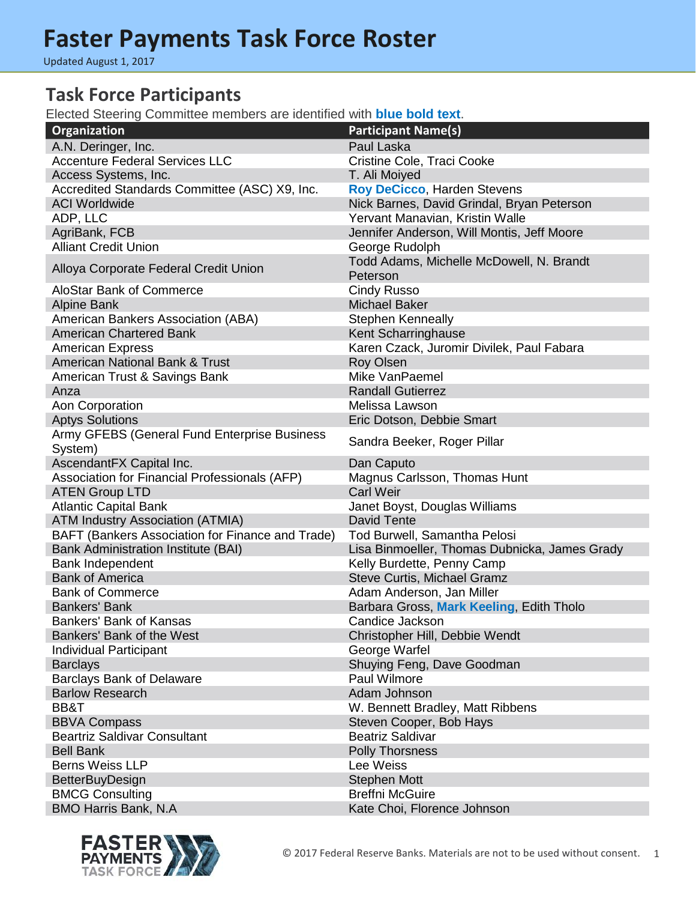# Faster Payments Task Force Roster

Updated August 1, 2017

## Task Force Participants

Elected Steering Committee members are identified with **blue bold text**.

| Organization | Participant Name(s) |
|---|---|
| A.N. Deringer, Inc. | Paul Laska |
| Accenture Federal Services LLC | Cristine Cole, Traci Cooke |
| Access Systems, Inc. | T. Ali Moiyed |
| Accredited Standards Committee (ASC) X9, Inc. | **Roy DeCicco**, Harden Stevens |
| ACI Worldwide | Nick Barnes, David Grindal, Bryan Peterson |
| ADP, LLC | Yervant Manavian, Kristin Walle |
| AgriBank, FCB | Jennifer Anderson, Will Montis, Jeff Moore |
| Alliant Credit Union | George Rudolph |
| Alloya Corporate Federal Credit Union | Todd Adams, Michelle McDowell, N. Brandt Peterson |
| AloStar Bank of Commerce | Cindy Russo |
| Alpine Bank | Michael Baker |
| American Bankers Association (ABA) | Stephen Kenneally |
| American Chartered Bank | Kent Scharringhause |
| American Express | Karen Czack, Juromir Divilek, Paul Fabara |
| American National Bank & Trust | Roy Olsen |
| American Trust & Savings Bank | Mike VanPaemel |
| Anza | Randall Gutierrez |
| Aon Corporation | Melissa Lawson |
| Aptys Solutions | Eric Dotson, Debbie Smart |
| Army GFEBS (General Fund Enterprise Business System) | Sandra Beeker, Roger Pillar |
| AscendantFX Capital Inc. | Dan Caputo |
| Association for Financial Professionals (AFP) | Magnus Carlsson, Thomas Hunt |
| ATEN Group LTD | Carl Weir |
| Atlantic Capital Bank | Janet Boyst, Douglas Williams |
| ATM Industry Association (ATMIA) | David Tente |
| BAFT (Bankers Association for Finance and Trade) | Tod Burwell, Samantha Pelosi |
| Bank Administration Institute (BAI) | Lisa Binmoeller, Thomas Dubnicka, James Grady |
| Bank Independent | Kelly Burdette, Penny Camp |
| Bank of America | Steve Curtis, Michael Gramz |
| Bank of Commerce | Adam Anderson, Jan Miller |
| Bankers' Bank | Barbara Gross, **Mark Keeling**, Edith Tholo |
| Bankers' Bank of Kansas | Candice Jackson |
| Bankers' Bank of the West | Christopher Hill, Debbie Wendt |
| Individual Participant | George Warfel |
| Barclays | Shuying Feng, Dave Goodman |
| Barclays Bank of Delaware | Paul Wilmore |
| Barlow Research | Adam Johnson |
| BB&T | W. Bennett Bradley, Matt Ribbens |
| BBVA Compass | Steven Cooper, Bob Hays |
| Beartriz Saldivar Consultant | Beatriz Saldivar |
| Bell Bank | Polly Thorsness |
| Berns Weiss LLP | Lee Weiss |
| BetterBuyDesign | Stephen Mott |
| BMCG Consulting | Breffni McGuire |
| BMO Harris Bank, N.A | Kate Choi, Florence Johnson |

© 2017 Federal Reserve Banks. Materials are not to be used without consent.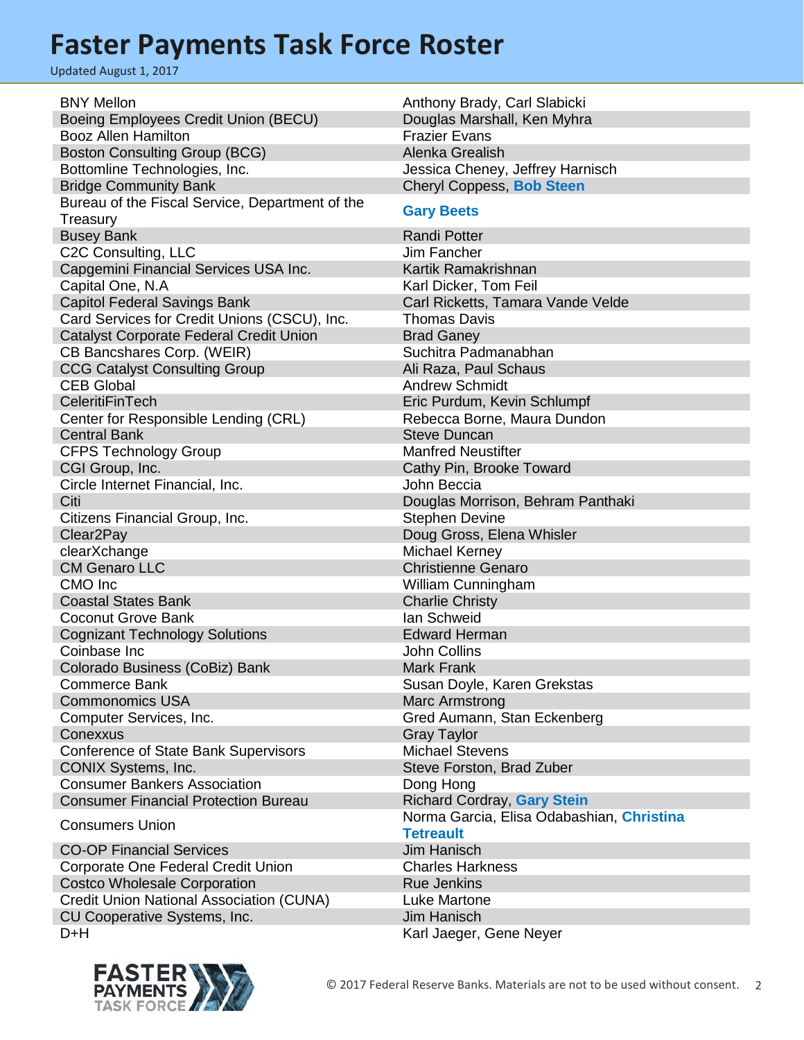# Faster Payments Task Force Roster

Updated August 1, 2017

| Organization | Members |
|---|---|
| BNY Mellon | Anthony Brady, Carl Slabicki |
| Boeing Employees Credit Union (BECU) | Douglas Marshall, Ken Myhra |
| Booz Allen Hamilton | Frazier Evans |
| Boston Consulting Group (BCG) | Alenka Grealish |
| Bottomline Technologies, Inc. | Jessica Cheney, Jeffrey Harnisch |
| Bridge Community Bank | Cheryl Coppess, **Bob Steen** |
| Bureau of the Fiscal Service, Department of the Treasury | **Gary Beets** |
| Busey Bank | Randi Potter |
| C2C Consulting, LLC | Jim Fancher |
| Capgemini Financial Services USA Inc. | Kartik Ramakrishnan |
| Capital One, N.A | Karl Dicker, Tom Feil |
| Capitol Federal Savings Bank | Carl Ricketts, Tamara Vande Velde |
| Card Services for Credit Unions (CSCU), Inc. | Thomas Davis |
| Catalyst Corporate Federal Credit Union | Brad Ganey |
| CB Bancshares Corp. (WEIR) | Suchitra Padmanabhan |
| CCG Catalyst Consulting Group | Ali Raza, Paul Schaus |
| CEB Global | Andrew Schmidt |
| CeleritiFinTech | Eric Purdum, Kevin Schlumpf |
| Center for Responsible Lending (CRL) | Rebecca Borne, Maura Dundon |
| Central Bank | Steve Duncan |
| CFPS Technology Group | Manfred Neustifter |
| CGI Group, Inc. | Cathy Pin, Brooke Toward |
| Circle Internet Financial, Inc. | John Beccia |
| Citi | Douglas Morrison, Behram Panthaki |
| Citizens Financial Group, Inc. | Stephen Devine |
| Clear2Pay | Doug Gross, Elena Whisler |
| clearXchange | Michael Kerney |
| CM Genaro LLC | Christienne Genaro |
| CMO Inc | William Cunningham |
| Coastal States Bank | Charlie Christy |
| Coconut Grove Bank | Ian Schweid |
| Cognizant Technology Solutions | Edward Herman |
| Coinbase Inc | John Collins |
| Colorado Business (CoBiz) Bank | Mark Frank |
| Commerce Bank | Susan Doyle, Karen Grekstas |
| Commonomics USA | Marc Armstrong |
| Computer Services, Inc. | Gred Aumann, Stan Eckenberg |
| Conexxus | Gray Taylor |
| Conference of State Bank Supervisors | Michael Stevens |
| CONIX Systems, Inc. | Steve Forston, Brad Zuber |
| Consumer Bankers Association | Dong Hong |
| Consumer Financial Protection Bureau | Richard Cordray, **Gary Stein** |
| Consumers Union | Norma Garcia, Elisa Odabashian, **Christina Tetreault** |
| CO-OP Financial Services | Jim Hanisch |
| Corporate One Federal Credit Union | Charles Harkness |
| Costco Wholesale Corporation | Rue Jenkins |
| Credit Union National Association (CUNA) | Luke Martone |
| CU Cooperative Systems, Inc. | Jim Hanisch |
| D+H | Karl Jaeger, Gene Neyer |

© 2017 Federal Reserve Banks. Materials are not to be used without consent.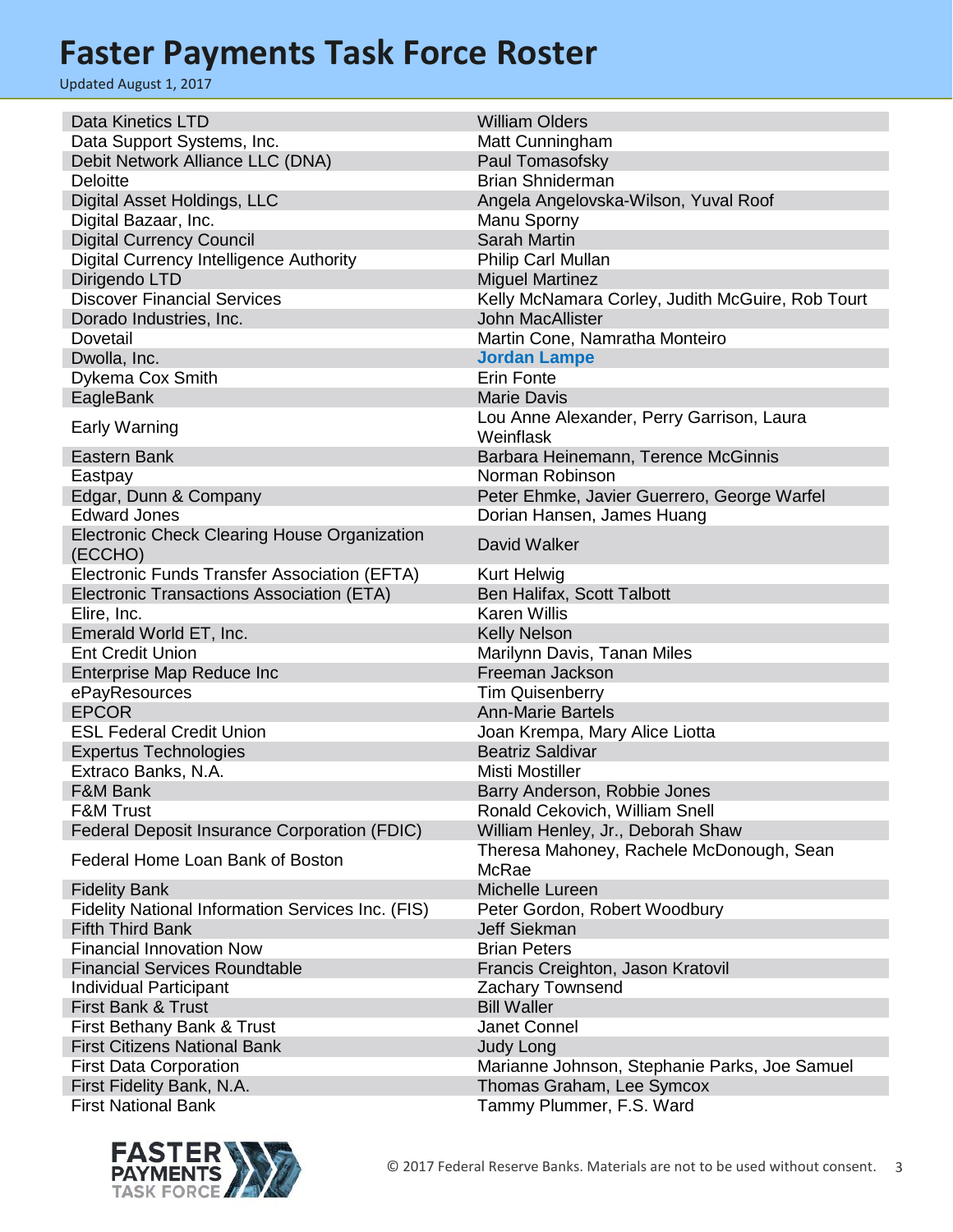# Faster Payments Task Force Roster

Updated August 1, 2017

| | |
|---|---|
| Data Kinetics LTD | William Olders |
| Data Support Systems, Inc. | Matt Cunningham |
| Debit Network Alliance LLC (DNA) | Paul Tomasofsky |
| Deloitte | Brian Shniderman |
| Digital Asset Holdings, LLC | Angela Angelovska-Wilson, Yuval Roof |
| Digital Bazaar, Inc. | Manu Sporny |
| Digital Currency Council | Sarah Martin |
| Digital Currency Intelligence Authority | Philip Carl Mullan |
| Dirigendo LTD | Miguel Martinez |
| Discover Financial Services | Kelly McNamara Corley, Judith McGuire, Rob Tourt |
| Dorado Industries, Inc. | John MacAllister |
| Dovetail | Martin Cone, Namratha Monteiro |
| Dwolla, Inc. | **Jordan Lampe** |
| Dykema Cox Smith | Erin Fonte |
| EagleBank | Marie Davis |
| Early Warning | Lou Anne Alexander, Perry Garrison, Laura Weinflask |
| Eastern Bank | Barbara Heinemann, Terence McGinnis |
| Eastpay | Norman Robinson |
| Edgar, Dunn & Company | Peter Ehmke, Javier Guerrero, George Warfel |
| Edward Jones | Dorian Hansen, James Huang |
| Electronic Check Clearing House Organization (ECCHO) | David Walker |
| Electronic Funds Transfer Association (EFTA) | Kurt Helwig |
| Electronic Transactions Association (ETA) | Ben Halifax, Scott Talbott |
| Elire, Inc. | Karen Willis |
| Emerald World ET, Inc. | Kelly Nelson |
| Ent Credit Union | Marilynn Davis, Tanan Miles |
| Enterprise Map Reduce Inc | Freeman Jackson |
| ePayResources | Tim Quisenberry |
| EPCOR | Ann-Marie Bartels |
| ESL Federal Credit Union | Joan Krempa, Mary Alice Liotta |
| Expertus Technologies | Beatriz Saldivar |
| Extraco Banks, N.A. | Misti Mostiller |
| F&M Bank | Barry Anderson, Robbie Jones |
| F&M Trust | Ronald Cekovich, William Snell |
| Federal Deposit Insurance Corporation (FDIC) | William Henley, Jr., Deborah Shaw |
| Federal Home Loan Bank of Boston | Theresa Mahoney, Rachele McDonough, Sean McRae |
| Fidelity Bank | Michelle Lureen |
| Fidelity National Information Services Inc. (FIS) | Peter Gordon, Robert Woodbury |
| Fifth Third Bank | Jeff Siekman |
| Financial Innovation Now | Brian Peters |
| Financial Services Roundtable | Francis Creighton, Jason Kratovil |
| Individual Participant | Zachary Townsend |
| First Bank & Trust | Bill Waller |
| First Bethany Bank & Trust | Janet Connel |
| First Citizens National Bank | Judy Long |
| First Data Corporation | Marianne Johnson, Stephanie Parks, Joe Samuel |
| First Fidelity Bank, N.A. | Thomas Graham, Lee Symcox |
| First National Bank | Tammy Plummer, F.S. Ward |

© 2017 Federal Reserve Banks. Materials are not to be used without consent.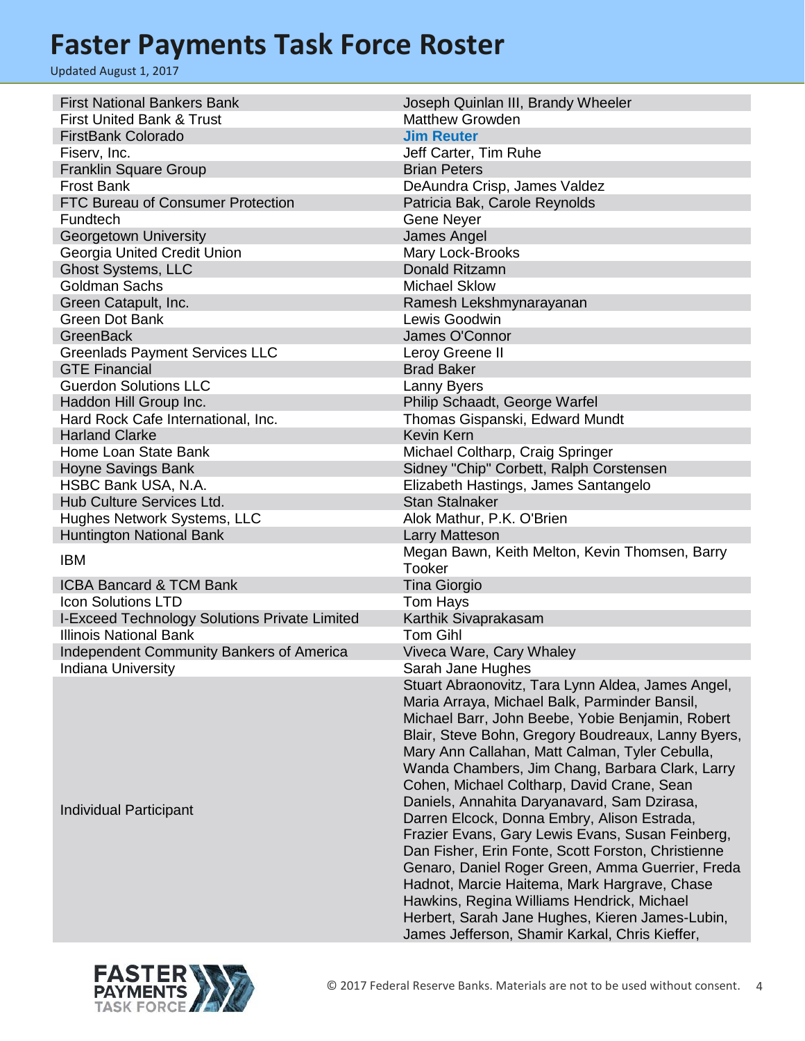# Faster Payments Task Force Roster

Updated August 1, 2017

| | |
|---|---|
| First National Bankers Bank | Joseph Quinlan III, Brandy Wheeler |
| First United Bank & Trust | Matthew Growden |
| FirstBank Colorado | **Jim Reuter** |
| Fiserv, Inc. | Jeff Carter, Tim Ruhe |
| Franklin Square Group | Brian Peters |
| Frost Bank | DeAundra Crisp, James Valdez |
| FTC Bureau of Consumer Protection | Patricia Bak, Carole Reynolds |
| Fundtech | Gene Neyer |
| Georgetown University | James Angel |
| Georgia United Credit Union | Mary Lock-Brooks |
| Ghost Systems, LLC | Donald Ritzamn |
| Goldman Sachs | Michael Sklow |
| Green Catapult, Inc. | Ramesh Lekshmynarayanan |
| Green Dot Bank | Lewis Goodwin |
| GreenBack | James O'Connor |
| Greenlads Payment Services LLC | Leroy Greene II |
| GTE Financial | Brad Baker |
| Guerdon Solutions LLC | Lanny Byers |
| Haddon Hill Group Inc. | Philip Schaadt, George Warfel |
| Hard Rock Cafe International, Inc. | Thomas Gispanski, Edward Mundt |
| Harland Clarke | Kevin Kern |
| Home Loan State Bank | Michael Coltharp, Craig Springer |
| Hoyne Savings Bank | Sidney "Chip" Corbett, Ralph Corstensen |
| HSBC Bank USA, N.A. | Elizabeth Hastings, James Santangelo |
| Hub Culture Services Ltd. | Stan Stalnaker |
| Hughes Network Systems, LLC | Alok Mathur, P.K. O'Brien |
| Huntington National Bank | Larry Matteson |
| IBM | Megan Bawn, Keith Melton, Kevin Thomsen, Barry Tooker |
| ICBA Bancard & TCM Bank | Tina Giorgio |
| Icon Solutions LTD | Tom Hays |
| I-Exceed Technology Solutions Private Limited | Karthik Sivaprakasam |
| Illinois National Bank | Tom Gihl |
| Independent Community Bankers of America | Viveca Ware, Cary Whaley |
| Indiana University | Sarah Jane Hughes |
| Individual Participant | Stuart Abraonovitz, Tara Lynn Aldea, James Angel, Maria Arraya, Michael Balk, Parminder Bansil, Michael Barr, John Beebe, Yobie Benjamin, Robert Blair, Steve Bohn, Gregory Boudreaux, Lanny Byers, Mary Ann Callahan, Matt Calman, Tyler Cebulla, Wanda Chambers, Jim Chang, Barbara Clark, Larry Cohen, Michael Coltharp, David Crane, Sean Daniels, Annahita Daryanavard, Sam Dzirasa, Darren Elcock, Donna Embry, Alison Estrada, Frazier Evans, Gary Lewis Evans, Susan Feinberg, Dan Fisher, Erin Fonte, Scott Forston, Christienne Genaro, Daniel Roger Green, Amma Guerrier, Freda Hadnot, Marcie Haitema, Mark Hargrave, Chase Hawkins, Regina Williams Hendrick, Michael Herbert, Sarah Jane Hughes, Kieren James-Lubin, James Jefferson, Shamir Karkal, Chris Kieffer, |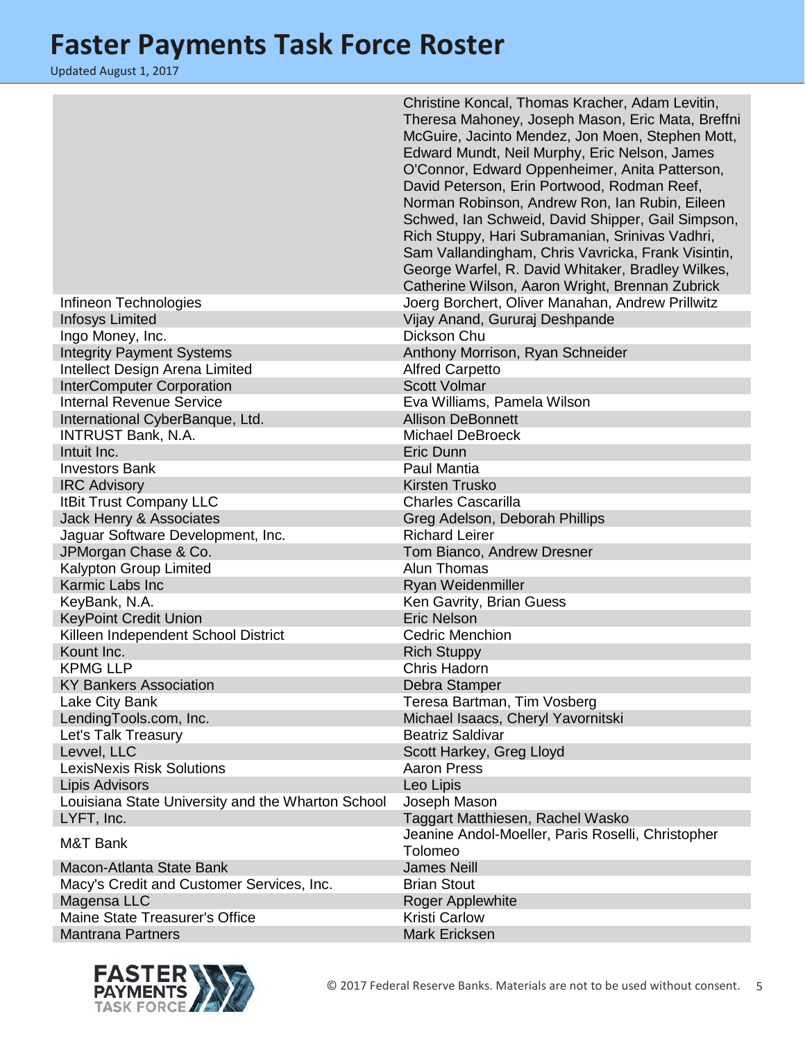# Faster Payments Task Force Roster

Updated August 1, 2017

| | |
|---|---|
| | Christine Koncal, Thomas Kracher, Adam Levitin, Theresa Mahoney, Joseph Mason, Eric Mata, Breffni McGuire, Jacinto Mendez, Jon Moen, Stephen Mott, Edward Mundt, Neil Murphy, Eric Nelson, James O'Connor, Edward Oppenheimer, Anita Patterson, David Peterson, Erin Portwood, Rodman Reef, Norman Robinson, Andrew Ron, Ian Rubin, Eileen Schwed, Ian Schweid, David Shipper, Gail Simpson, Rich Stuppy, Hari Subramanian, Srinivas Vadhri, Sam Vallandingham, Chris Vavricka, Frank Visintin, George Warfel, R. David Whitaker, Bradley Wilkes, Catherine Wilson, Aaron Wright, Brennan Zubrick |
| Infineon Technologies | Joerg Borchert, Oliver Manahan, Andrew Prillwitz |
| Infosys Limited | Vijay Anand, Gururaj Deshpande |
| Ingo Money, Inc. | Dickson Chu |
| Integrity Payment Systems | Anthony Morrison, Ryan Schneider |
| Intellect Design Arena Limited | Alfred Carpetto |
| InterComputer Corporation | Scott Volmar |
| Internal Revenue Service | Eva Williams, Pamela Wilson |
| International CyberBanque, Ltd. | Allison DeBonnett |
| INTRUST Bank, N.A. | Michael DeBroeck |
| Intuit Inc. | Eric Dunn |
| Investors Bank | Paul Mantia |
| IRC Advisory | Kirsten Trusko |
| ItBit Trust Company LLC | Charles Cascarilla |
| Jack Henry & Associates | Greg Adelson, Deborah Phillips |
| Jaguar Software Development, Inc. | Richard Leirer |
| JPMorgan Chase & Co. | Tom Bianco, Andrew Dresner |
| Kalypton Group Limited | Alun Thomas |
| Karmic Labs Inc | Ryan Weidenmiller |
| KeyBank, N.A. | Ken Gavrity, Brian Guess |
| KeyPoint Credit Union | Eric Nelson |
| Killeen Independent School District | Cedric Menchion |
| Kount Inc. | Rich Stuppy |
| KPMG LLP | Chris Hadorn |
| KY Bankers Association | Debra Stamper |
| Lake City Bank | Teresa Bartman, Tim Vosberg |
| LendingTools.com, Inc. | Michael Isaacs, Cheryl Yavornitski |
| Let's Talk Treasury | Beatriz Saldivar |
| Levvel, LLC | Scott Harkey, Greg Lloyd |
| LexisNexis Risk Solutions | Aaron Press |
| Lipis Advisors | Leo Lipis |
| Louisiana State University and the Wharton School | Joseph Mason |
| LYFT, Inc. | Taggart Matthiesen, Rachel Wasko |
| M&T Bank | Jeanine Andol-Moeller, Paris Roselli, Christopher Tolomeo |
| Macon-Atlanta State Bank | James Neill |
| Macy's Credit and Customer Services, Inc. | Brian Stout |
| Magensa LLC | Roger Applewhite |
| Maine State Treasurer's Office | Kristi Carlow |
| Mantrana Partners | Mark Ericksen |

© 2017 Federal Reserve Banks. Materials are not to be used without consent.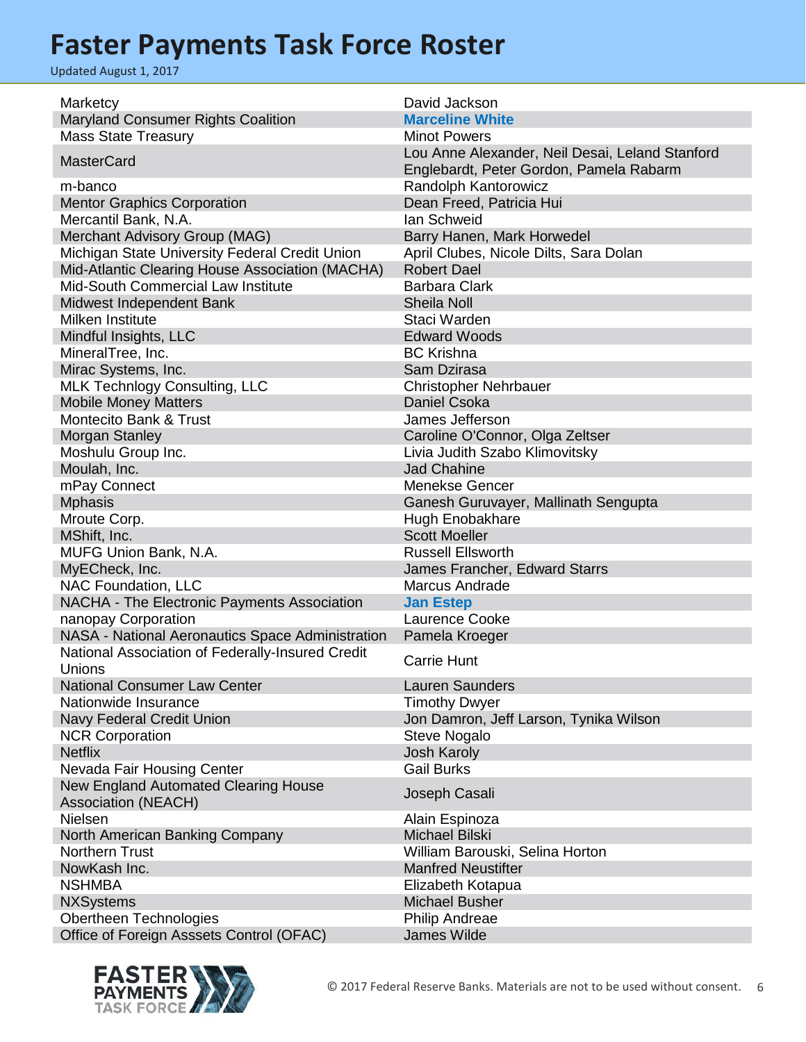# Faster Payments Task Force Roster

Updated August 1, 2017

| | |
|---|---|
| Marketcy | David Jackson |
| Maryland Consumer Rights Coalition | **Marceline White** |
| Mass State Treasury | Minot Powers |
| MasterCard | Lou Anne Alexander, Neil Desai, Leland Stanford Englebardt, Peter Gordon, Pamela Rabarm |
| m-banco | Randolph Kantorowicz |
| Mentor Graphics Corporation | Dean Freed, Patricia Hui |
| Mercantil Bank, N.A. | Ian Schweid |
| Merchant Advisory Group (MAG) | Barry Hanen, Mark Horwedel |
| Michigan State University Federal Credit Union | April Clubes, Nicole Dilts, Sara Dolan |
| Mid-Atlantic Clearing House Association (MACHA) | Robert Dael |
| Mid-South Commercial Law Institute | Barbara Clark |
| Midwest Independent Bank | Sheila Noll |
| Milken Institute | Staci Warden |
| Mindful Insights, LLC | Edward Woods |
| MineralTree, Inc. | BC Krishna |
| Mirac Systems, Inc. | Sam Dzirasa |
| MLK Technlogy Consulting, LLC | Christopher Nehrbauer |
| Mobile Money Matters | Daniel Csoka |
| Montecito Bank & Trust | James Jefferson |
| Morgan Stanley | Caroline O'Connor, Olga Zeltser |
| Moshulu Group Inc. | Livia Judith Szabo Klimovitsky |
| Moulah, Inc. | Jad Chahine |
| mPay Connect | Menekse Gencer |
| Mphasis | Ganesh Guruvayer, Mallinath Sengupta |
| Mroute Corp. | Hugh Enobakhare |
| MShift, Inc. | Scott Moeller |
| MUFG Union Bank, N.A. | Russell Ellsworth |
| MyECheck, Inc. | James Francher, Edward Starrs |
| NAC Foundation, LLC | Marcus Andrade |
| NACHA - The Electronic Payments Association | **Jan Estep** |
| nanopay Corporation | Laurence Cooke |
| NASA - National Aeronautics Space Administration | Pamela Kroeger |
| National Association of Federally-Insured Credit Unions | Carrie Hunt |
| National Consumer Law Center | Lauren Saunders |
| Nationwide Insurance | Timothy Dwyer |
| Navy Federal Credit Union | Jon Damron, Jeff Larson, Tynika Wilson |
| NCR Corporation | Steve Nogalo |
| Netflix | Josh Karoly |
| Nevada Fair Housing Center | Gail Burks |
| New England Automated Clearing House Association (NEACH) | Joseph Casali |
| Nielsen | Alain Espinoza |
| North American Banking Company | Michael Bilski |
| Northern Trust | William Barouski, Selina Horton |
| NowKash Inc. | Manfred Neustifter |
| NSHMBA | Elizabeth Kotapua |
| NXSystems | Michael Busher |
| Obertheen Technologies | Philip Andreae |
| Office of Foreign Asssets Control (OFAC) | James Wilde |

© 2017 Federal Reserve Banks. Materials are not to be used without consent.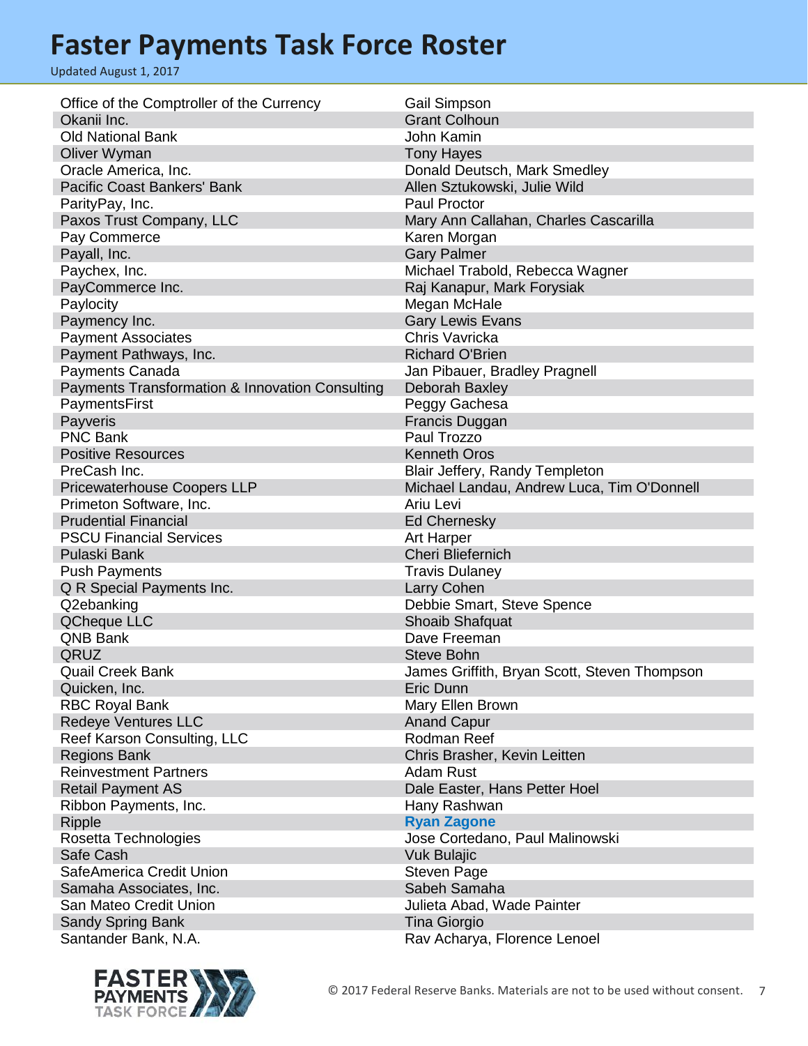# Faster Payments Task Force Roster

Updated August 1, 2017

| Organization | Members |
|---|---|
| Office of the Comptroller of the Currency | Gail Simpson |
| Okanii Inc. | Grant Colhoun |
| Old National Bank | John Kamin |
| Oliver Wyman | Tony Hayes |
| Oracle America, Inc. | Donald Deutsch, Mark Smedley |
| Pacific Coast Bankers' Bank | Allen Sztukowski, Julie Wild |
| ParityPay, Inc. | Paul Proctor |
| Paxos Trust Company, LLC | Mary Ann Callahan, Charles Cascarilla |
| Pay Commerce | Karen Morgan |
| Payall, Inc. | Gary Palmer |
| Paychex, Inc. | Michael Trabold, Rebecca Wagner |
| PayCommerce Inc. | Raj Kanapur, Mark Forysiak |
| Paylocity | Megan McHale |
| Paymency Inc. | Gary Lewis Evans |
| Payment Associates | Chris Vavricka |
| Payment Pathways, Inc. | Richard O'Brien |
| Payments Canada | Jan Pibauer, Bradley Pragnell |
| Payments Transformation & Innovation Consulting | Deborah Baxley |
| PaymentsFirst | Peggy Gachesa |
| Payveris | Francis Duggan |
| PNC Bank | Paul Trozzo |
| Positive Resources | Kenneth Oros |
| PreCash Inc. | Blair Jeffery, Randy Templeton |
| Pricewaterhouse Coopers LLP | Michael Landau, Andrew Luca, Tim O'Donnell |
| Primeton Software, Inc. | Ariu Levi |
| Prudential Financial | Ed Chernesky |
| PSCU Financial Services | Art Harper |
| Pulaski Bank | Cheri Bliefernich |
| Push Payments | Travis Dulaney |
| Q R Special Payments Inc. | Larry Cohen |
| Q2ebanking | Debbie Smart, Steve Spence |
| QCheque LLC | Shoaib Shafquat |
| QNB Bank | Dave Freeman |
| QRUZ | Steve Bohn |
| Quail Creek Bank | James Griffith, Bryan Scott, Steven Thompson |
| Quicken, Inc. | Eric Dunn |
| RBC Royal Bank | Mary Ellen Brown |
| Redeye Ventures LLC | Anand Capur |
| Reef Karson Consulting, LLC | Rodman Reef |
| Regions Bank | Chris Brasher, Kevin Leitten |
| Reinvestment Partners | Adam Rust |
| Retail Payment AS | Dale Easter, Hans Petter Hoel |
| Ribbon Payments, Inc. | Hany Rashwan |
| Ripple | **Ryan Zagone** |
| Rosetta Technologies | Jose Cortedano, Paul Malinowski |
| Safe Cash | Vuk Bulajic |
| SafeAmerica Credit Union | Steven Page |
| Samaha Associates, Inc. | Sabeh Samaha |
| San Mateo Credit Union | Julieta Abad, Wade Painter |
| Sandy Spring Bank | Tina Giorgio |
| Santander Bank, N.A. | Rav Acharya, Florence Lenoel |

© 2017 Federal Reserve Banks. Materials are not to be used without consent.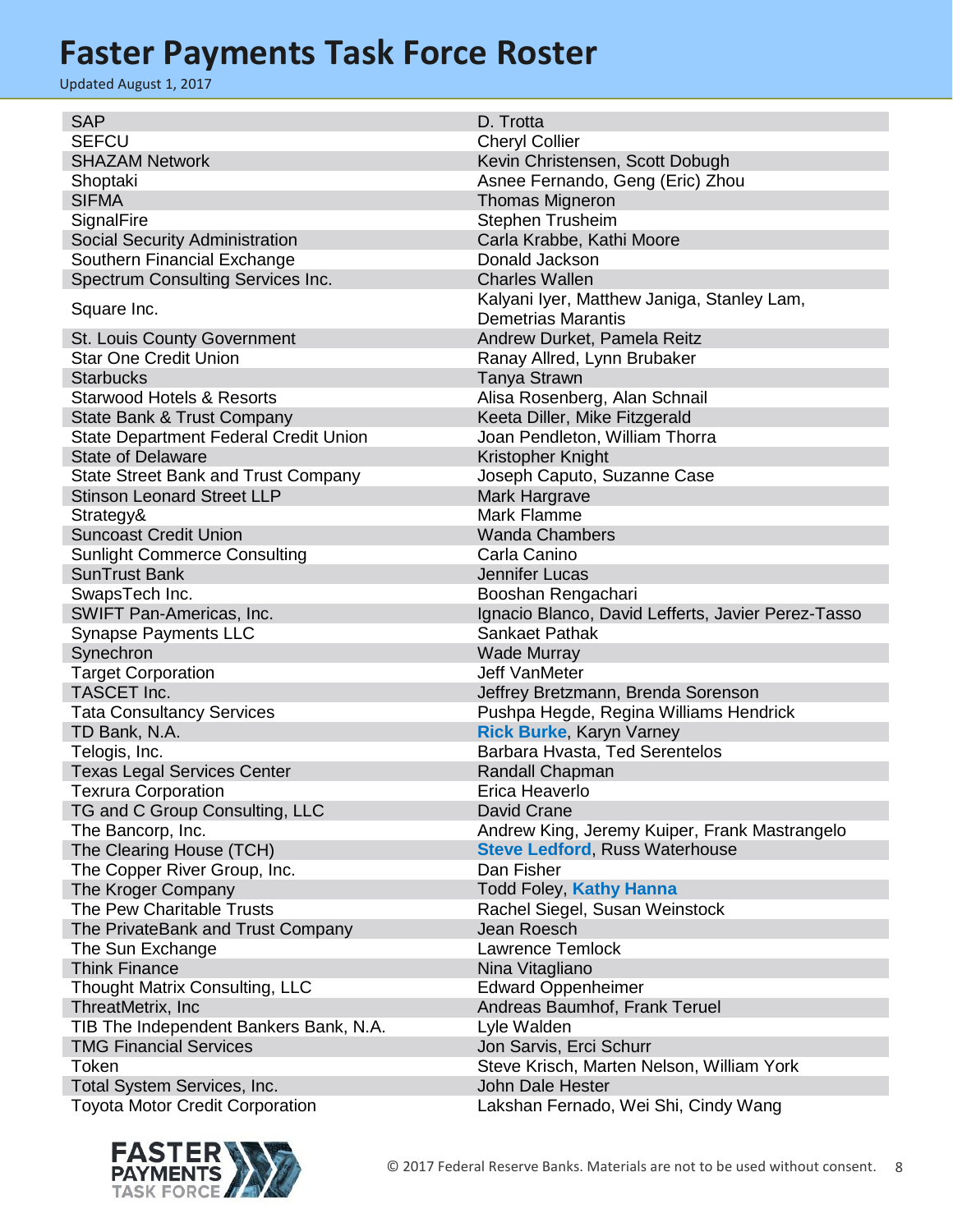# Faster Payments Task Force Roster

Updated August 1, 2017

| Organization | Members |
| --- | --- |
| SAP | D. Trotta |
| SEFCU | Cheryl Collier |
| SHAZAM Network | Kevin Christensen, Scott Dobugh |
| Shoptaki | Asnee Fernando, Geng (Eric) Zhou |
| SIFMA | Thomas Migneron |
| SignalFire | Stephen Trusheim |
| Social Security Administration | Carla Krabbe, Kathi Moore |
| Southern Financial Exchange | Donald Jackson |
| Spectrum Consulting Services Inc. | Charles Wallen |
| Square Inc. | Kalyani Iyer, Matthew Janiga, Stanley Lam, Demetrias Marantis |
| St. Louis County Government | Andrew Durket, Pamela Reitz |
| Star One Credit Union | Ranay Allred, Lynn Brubaker |
| Starbucks | Tanya Strawn |
| Starwood Hotels & Resorts | Alisa Rosenberg, Alan Schnail |
| State Bank & Trust Company | Keeta Diller, Mike Fitzgerald |
| State Department Federal Credit Union | Joan Pendleton, William Thorra |
| State of Delaware | Kristopher Knight |
| State Street Bank and Trust Company | Joseph Caputo, Suzanne Case |
| Stinson Leonard Street LLP | Mark Hargrave |
| Strategy& | Mark Flamme |
| Suncoast Credit Union | Wanda Chambers |
| Sunlight Commerce Consulting | Carla Canino |
| SunTrust Bank | Jennifer Lucas |
| SwapsTech Inc. | Booshan Rengachari |
| SWIFT Pan-Americas, Inc. | Ignacio Blanco, David Lefferts, Javier Perez-Tasso |
| Synapse Payments LLC | Sankaet Pathak |
| Synechron | Wade Murray |
| Target Corporation | Jeff VanMeter |
| TASCET Inc. | Jeffrey Bretzmann, Brenda Sorenson |
| Tata Consultancy Services | Pushpa Hegde, Regina Williams Hendrick |
| TD Bank, N.A. | **Rick Burke**, Karyn Varney |
| Telogis, Inc. | Barbara Hvasta, Ted Serentelos |
| Texas Legal Services Center | Randall Chapman |
| Texrura Corporation | Erica Heaverlo |
| TG and C Group Consulting, LLC | David Crane |
| The Bancorp, Inc. | Andrew King, Jeremy Kuiper, Frank Mastrangelo |
| The Clearing House (TCH) | **Steve Ledford**, Russ Waterhouse |
| The Copper River Group, Inc. | Dan Fisher |
| The Kroger Company | Todd Foley, **Kathy Hanna** |
| The Pew Charitable Trusts | Rachel Siegel, Susan Weinstock |
| The PrivateBank and Trust Company | Jean Roesch |
| The Sun Exchange | Lawrence Temlock |
| Think Finance | Nina Vitagliano |
| Thought Matrix Consulting, LLC | Edward Oppenheimer |
| ThreatMetrix, Inc | Andreas Baumhof, Frank Teruel |
| TIB The Independent Bankers Bank, N.A. | Lyle Walden |
| TMG Financial Services | Jon Sarvis, Erci Schurr |
| Token | Steve Krisch, Marten Nelson, William York |
| Total System Services, Inc. | John Dale Hester |
| Toyota Motor Credit Corporation | Lakshan Fernado, Wei Shi, Cindy Wang |

© 2017 Federal Reserve Banks. Materials are not to be used without consent.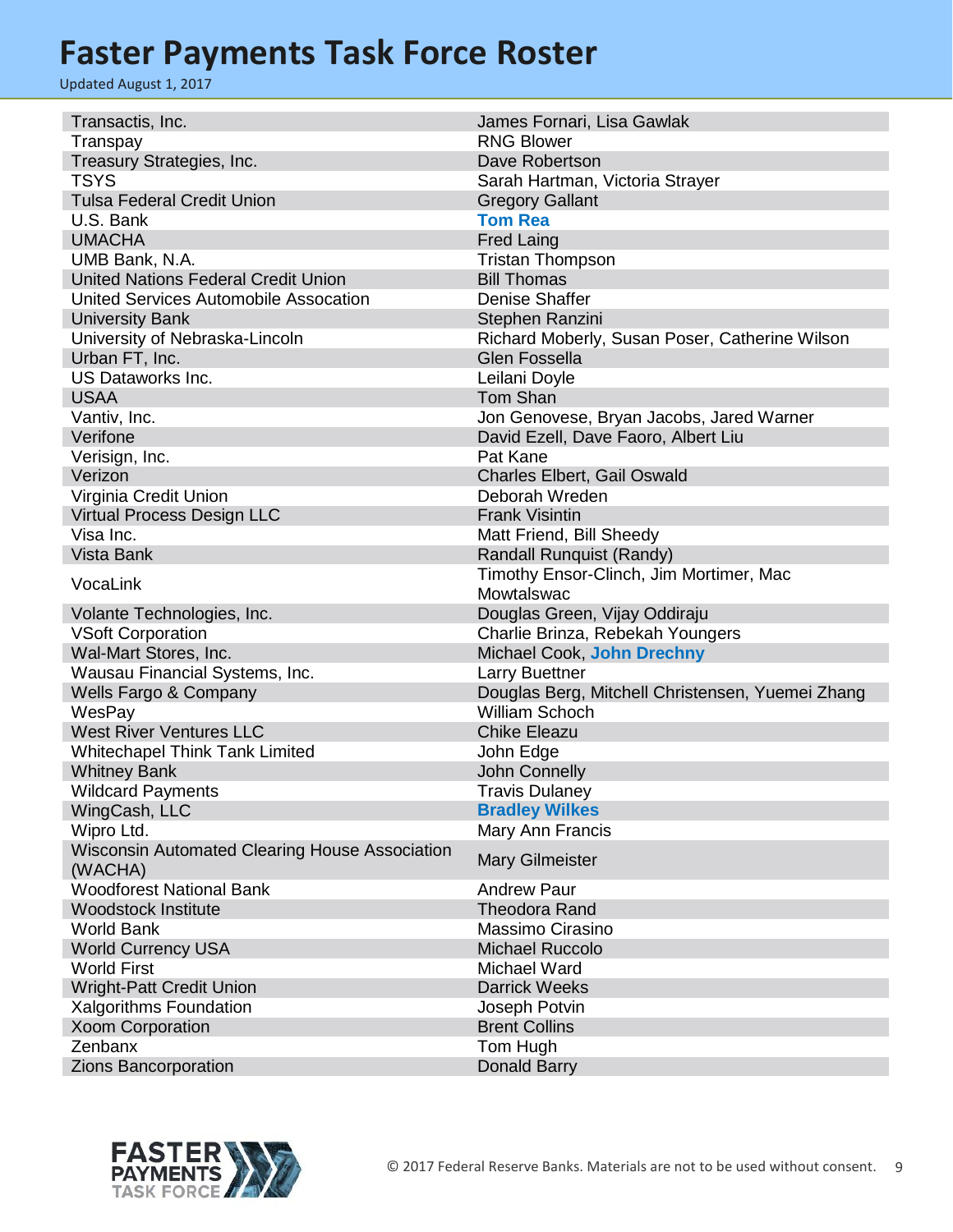# Faster Payments Task Force Roster

Updated August 1, 2017

| | |
|---|---|
| Transactis, Inc. | James Fornari, Lisa Gawlak |
| Transpay | RNG Blower |
| Treasury Strategies, Inc. | Dave Robertson |
| TSYS | Sarah Hartman, Victoria Strayer |
| Tulsa Federal Credit Union | Gregory Gallant |
| U.S. Bank | **Tom Rea** |
| UMACHA | Fred Laing |
| UMB Bank, N.A. | Tristan Thompson |
| United Nations Federal Credit Union | Bill Thomas |
| United Services Automobile Assocation | Denise Shaffer |
| University Bank | Stephen Ranzini |
| University of Nebraska-Lincoln | Richard Moberly, Susan Poser, Catherine Wilson |
| Urban FT, Inc. | Glen Fossella |
| US Dataworks Inc. | Leilani Doyle |
| USAA | Tom Shan |
| Vantiv, Inc. | Jon Genovese, Bryan Jacobs, Jared Warner |
| Verifone | David Ezell, Dave Faoro, Albert Liu |
| Verisign, Inc. | Pat Kane |
| Verizon | Charles Elbert, Gail Oswald |
| Virginia Credit Union | Deborah Wreden |
| Virtual Process Design LLC | Frank Visintin |
| Visa Inc. | Matt Friend, Bill Sheedy |
| Vista Bank | Randall Runquist (Randy) |
| VocaLink | Timothy Ensor-Clinch, Jim Mortimer, Mac Mowtalswac |
| Volante Technologies, Inc. | Douglas Green, Vijay Oddiraju |
| VSoft Corporation | Charlie Brinza, Rebekah Youngers |
| Wal-Mart Stores, Inc. | Michael Cook, **John Drechny** |
| Wausau Financial Systems, Inc. | Larry Buettner |
| Wells Fargo & Company | Douglas Berg, Mitchell Christensen, Yuemei Zhang |
| WesPay | William Schoch |
| West River Ventures LLC | Chike Eleazu |
| Whitechapel Think Tank Limited | John Edge |
| Whitney Bank | John Connelly |
| Wildcard Payments | Travis Dulaney |
| WingCash, LLC | **Bradley Wilkes** |
| Wipro Ltd. | Mary Ann Francis |
| Wisconsin Automated Clearing House Association (WACHA) | Mary Gilmeister |
| Woodforest National Bank | Andrew Paur |
| Woodstock Institute | Theodora Rand |
| World Bank | Massimo Cirasino |
| World Currency USA | Michael Ruccolo |
| World First | Michael Ward |
| Wright-Patt Credit Union | Darrick Weeks |
| Xalgorithms Foundation | Joseph Potvin |
| Xoom Corporation | Brent Collins |
| Zenbanx | Tom Hugh |
| Zions Bancorporation | Donald Barry |

© 2017 Federal Reserve Banks. Materials are not to be used without consent.